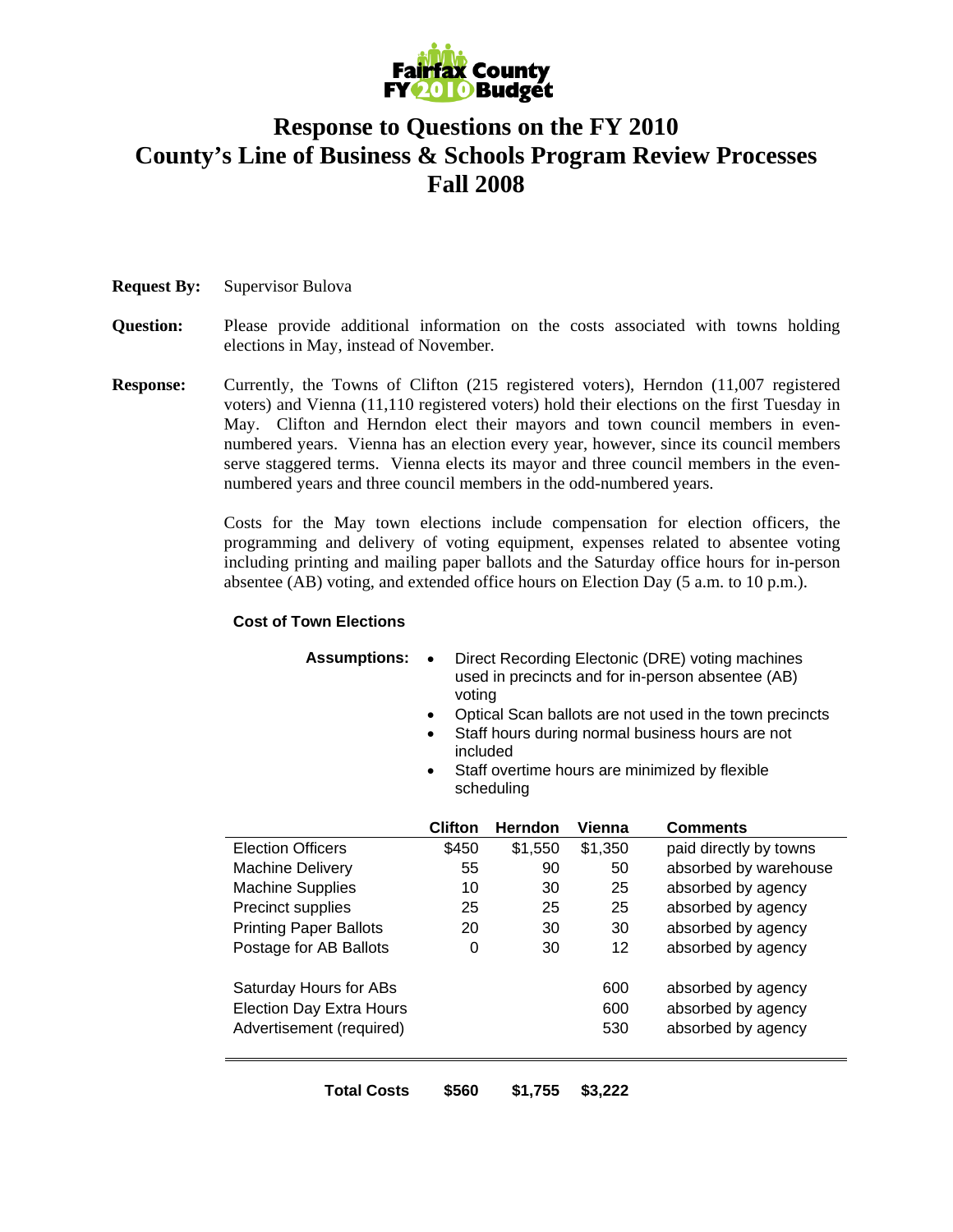Fairfax County FY 2010 Budget

# Response to Questions on the FY 2010 County's Line of Business & Schools Program Review Processes Fall 2008

**Request By:** Supervisor Bulova

**Question:** Please provide additional information on the costs associated with towns holding elections in May, instead of November.

**Response:** Currently, the Towns of Clifton (215 registered voters), Herndon (11,007 registered voters) and Vienna (11,110 registered voters) hold their elections on the first Tuesday in May. Clifton and Herndon elect their mayors and town council members in even-numbered years. Vienna has an election every year, however, since its council members serve staggered terms. Vienna elects its mayor and three council members in the even-numbered years and three council members in the odd-numbered years.

Costs for the May town elections include compensation for election officers, the programming and delivery of voting equipment, expenses related to absentee voting including printing and mailing paper ballots and the Saturday office hours for in-person absentee (AB) voting, and extended office hours on Election Day (5 a.m. to 10 p.m.).

**Cost of Town Elections**

**Assumptions:**

- Direct Recording Electonic (DRE) voting machines used in precincts and for in-person absentee (AB) voting
- Optical Scan ballots are not used in the town precincts
- Staff hours during normal business hours are not included
- Staff overtime hours are minimized by flexible scheduling

| | Clifton | Herndon | Vienna | Comments |
|---|---|---|---|---|
| Election Officers | $450 | $1,550 | $1,350 | paid directly by towns |
| Machine Delivery | 55 | 90 | 50 | absorbed by warehouse |
| Machine Supplies | 10 | 30 | 25 | absorbed by agency |
| Precinct supplies | 25 | 25 | 25 | absorbed by agency |
| Printing Paper Ballots | 20 | 30 | 30 | absorbed by agency |
| Postage for AB Ballots | 0 | 30 | 12 | absorbed by agency |
| Saturday Hours for ABs | | | 600 | absorbed by agency |
| Election Day Extra Hours | | | 600 | absorbed by agency |
| Advertisement (required) | | | 530 | absorbed by agency |
| **Total Costs** | **$560** | **$1,755** | **$3,222** | |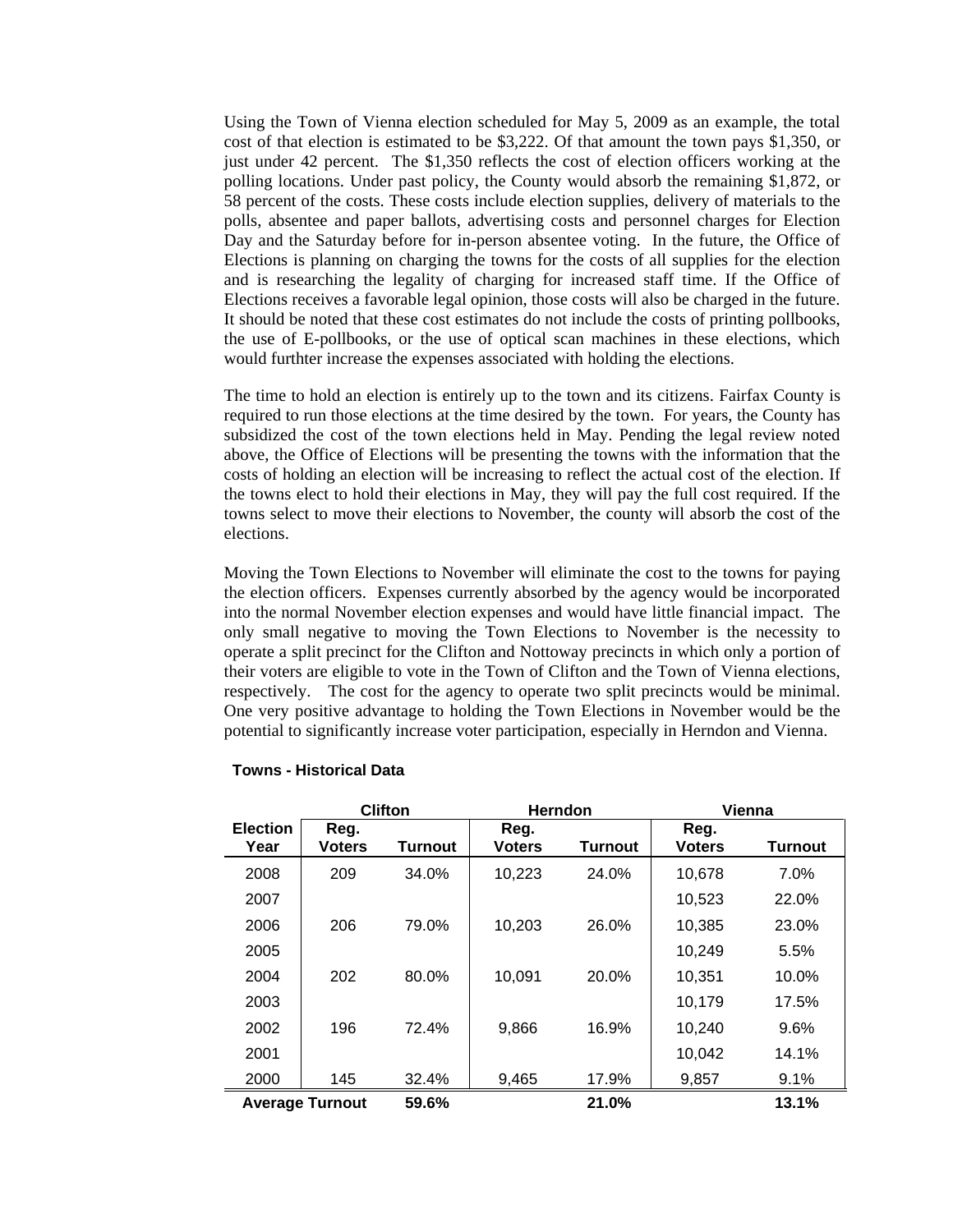Using the Town of Vienna election scheduled for May 5, 2009 as an example, the total cost of that election is estimated to be $3,222. Of that amount the town pays $1,350, or just under 42 percent. The $1,350 reflects the cost of election officers working at the polling locations. Under past policy, the County would absorb the remaining $1,872, or 58 percent of the costs. These costs include election supplies, delivery of materials to the polls, absentee and paper ballots, advertising costs and personnel charges for Election Day and the Saturday before for in-person absentee voting. In the future, the Office of Elections is planning on charging the towns for the costs of all supplies for the election and is researching the legality of charging for increased staff time. If the Office of Elections receives a favorable legal opinion, those costs will also be charged in the future. It should be noted that these cost estimates do not include the costs of printing pollbooks, the use of E-pollbooks, or the use of optical scan machines in these elections, which would furthter increase the expenses associated with holding the elections.

The time to hold an election is entirely up to the town and its citizens. Fairfax County is required to run those elections at the time desired by the town. For years, the County has subsidized the cost of the town elections held in May. Pending the legal review noted above, the Office of Elections will be presenting the towns with the information that the costs of holding an election will be increasing to reflect the actual cost of the election. If the towns elect to hold their elections in May, they will pay the full cost required. If the towns select to move their elections to November, the county will absorb the cost of the elections.

Moving the Town Elections to November will eliminate the cost to the towns for paying the election officers. Expenses currently absorbed by the agency would be incorporated into the normal November election expenses and would have little financial impact. The only small negative to moving the Town Elections to November is the necessity to operate a split precinct for the Clifton and Nottoway precincts in which only a portion of their voters are eligible to vote in the Town of Clifton and the Town of Vienna elections, respectively. The cost for the agency to operate two split precincts would be minimal. One very positive advantage to holding the Town Elections in November would be the potential to significantly increase voter participation, especially in Herndon and Vienna.

**Towns - Historical Data**

| | Clifton | | Herndon | | Vienna | |
|---|---|---|---|---|---|---|
| **Election Year** | **Reg. Voters** | **Turnout** | **Reg. Voters** | **Turnout** | **Reg. Voters** | **Turnout** |
| 2008 | 209 | 34.0% | 10,223 | 24.0% | 10,678 | 7.0% |
| 2007 | | | | | 10,523 | 22.0% |
| 2006 | 206 | 79.0% | 10,203 | 26.0% | 10,385 | 23.0% |
| 2005 | | | | | 10,249 | 5.5% |
| 2004 | 202 | 80.0% | 10,091 | 20.0% | 10,351 | 10.0% |
| 2003 | | | | | 10,179 | 17.5% |
| 2002 | 196 | 72.4% | 9,866 | 16.9% | 10,240 | 9.6% |
| 2001 | | | | | 10,042 | 14.1% |
| 2000 | 145 | 32.4% | 9,465 | 17.9% | 9,857 | 9.1% |
| **Average Turnout** | | **59.6%** | | **21.0%** | | **13.1%** |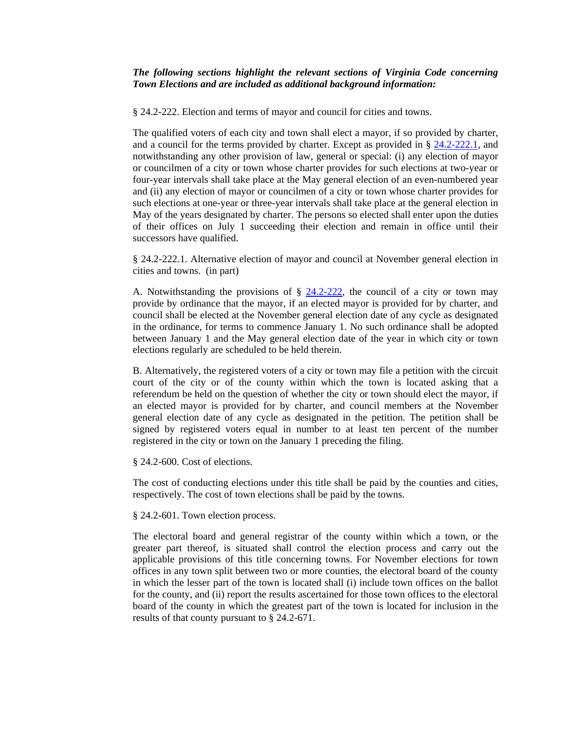***The following sections highlight the relevant sections of Virginia Code concerning Town Elections and are included as additional background information:***

§ 24.2-222. Election and terms of mayor and council for cities and towns.

The qualified voters of each city and town shall elect a mayor, if so provided by charter, and a council for the terms provided by charter. Except as provided in § 24.2-222.1, and notwithstanding any other provision of law, general or special: (i) any election of mayor or councilmen of a city or town whose charter provides for such elections at two-year or four-year intervals shall take place at the May general election of an even-numbered year and (ii) any election of mayor or councilmen of a city or town whose charter provides for such elections at one-year or three-year intervals shall take place at the general election in May of the years designated by charter. The persons so elected shall enter upon the duties of their offices on July 1 succeeding their election and remain in office until their successors have qualified.

§ 24.2-222.1. Alternative election of mayor and council at November general election in cities and towns. (in part)

A. Notwithstanding the provisions of § 24.2-222, the council of a city or town may provide by ordinance that the mayor, if an elected mayor is provided for by charter, and council shall be elected at the November general election date of any cycle as designated in the ordinance, for terms to commence January 1. No such ordinance shall be adopted between January 1 and the May general election date of the year in which city or town elections regularly are scheduled to be held therein.

B. Alternatively, the registered voters of a city or town may file a petition with the circuit court of the city or of the county within which the town is located asking that a referendum be held on the question of whether the city or town should elect the mayor, if an elected mayor is provided for by charter, and council members at the November general election date of any cycle as designated in the petition. The petition shall be signed by registered voters equal in number to at least ten percent of the number registered in the city or town on the January 1 preceding the filing.

§ 24.2-600. Cost of elections.

The cost of conducting elections under this title shall be paid by the counties and cities, respectively. The cost of town elections shall be paid by the towns.

§ 24.2-601. Town election process.

The electoral board and general registrar of the county within which a town, or the greater part thereof, is situated shall control the election process and carry out the applicable provisions of this title concerning towns. For November elections for town offices in any town split between two or more counties, the electoral board of the county in which the lesser part of the town is located shall (i) include town offices on the ballot for the county, and (ii) report the results ascertained for those town offices to the electoral board of the county in which the greatest part of the town is located for inclusion in the results of that county pursuant to § 24.2-671.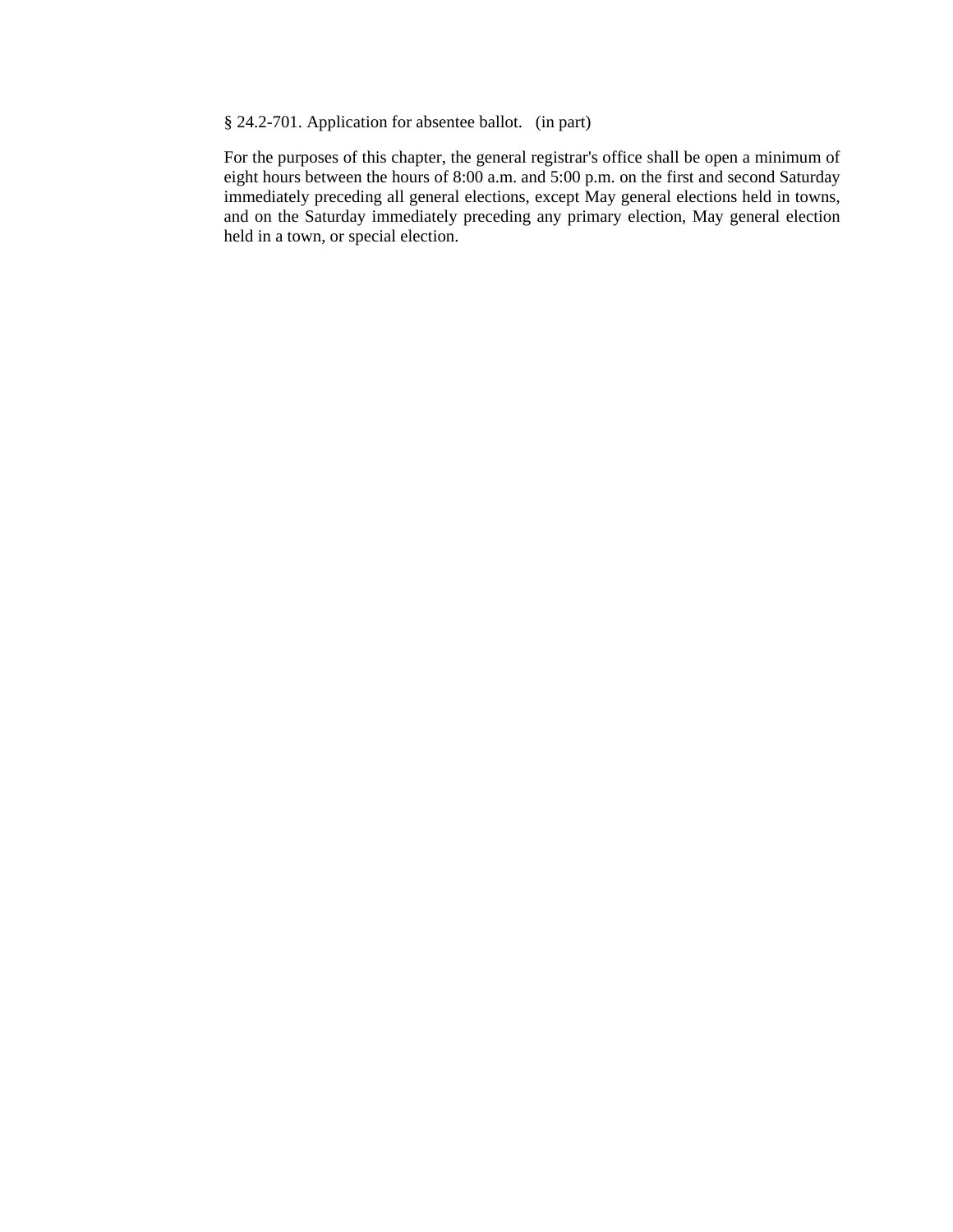§ 24.2-701. Application for absentee ballot.   (in part)

For the purposes of this chapter, the general registrar's office shall be open a minimum of eight hours between the hours of 8:00 a.m. and 5:00 p.m. on the first and second Saturday immediately preceding all general elections, except May general elections held in towns, and on the Saturday immediately preceding any primary election, May general election held in a town, or special election.